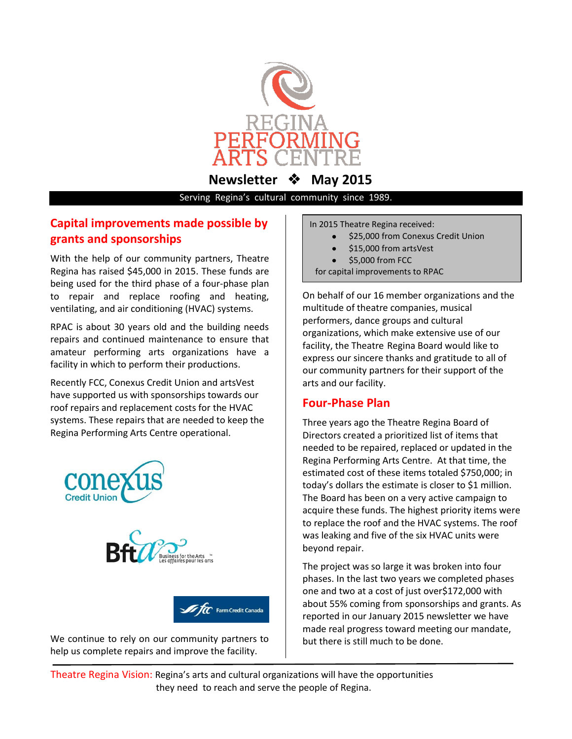# REGINA PERFORMING ARTS CENTRE

**Newsletter ❖ May 2015**

Serving Regina's cultural community since 1989.

## Capital improvements made possible by grants and sponsorships

With the help of our community partners, Theatre Regina has raised $45,000 in 2015. These funds are being used for the third phase of a four-phase plan to repair and replace roofing and heating, ventilating, and air conditioning (HVAC) systems.

RPAC is about 30 years old and the building needs repairs and continued maintenance to ensure that amateur performing arts organizations have a facility in which to perform their productions.

Recently FCC, Conexus Credit Union and artsVest have supported us with sponsorships towards our roof repairs and replacement costs for the HVAC systems. These repairs that are needed to keep the Regina Performing Arts Centre operational.

We continue to rely on our community partners to help us complete repairs and improve the facility.

In 2015 Theatre Regina received:

- $25,000 from Conexus Credit Union
- $15,000 from artsVest
- $5,000 from FCC

for capital improvements to RPAC

On behalf of our 16 member organizations and the multitude of theatre companies, musical performers, dance groups and cultural organizations, which make extensive use of our facility, the Theatre Regina Board would like to express our sincere thanks and gratitude to all of our community partners for their support of the arts and our facility.

## Four-Phase Plan

Three years ago the Theatre Regina Board of Directors created a prioritized list of items that needed to be repaired, replaced or updated in the Regina Performing Arts Centre. At that time, the estimated cost of these items totaled $750,000; in today's dollars the estimate is closer to $1 million. The Board has been on a very active campaign to acquire these funds. The highest priority items were to replace the roof and the HVAC systems. The roof was leaking and five of the six HVAC units were beyond repair.

The project was so large it was broken into four phases. In the last two years we completed phases one and two at a cost of just over$172,000 with about 55% coming from sponsorships and grants. As reported in our January 2015 newsletter we have made real progress toward meeting our mandate, but there is still much to be done.

Theatre Regina Vision: Regina's arts and cultural organizations will have the opportunities they need to reach and serve the people of Regina.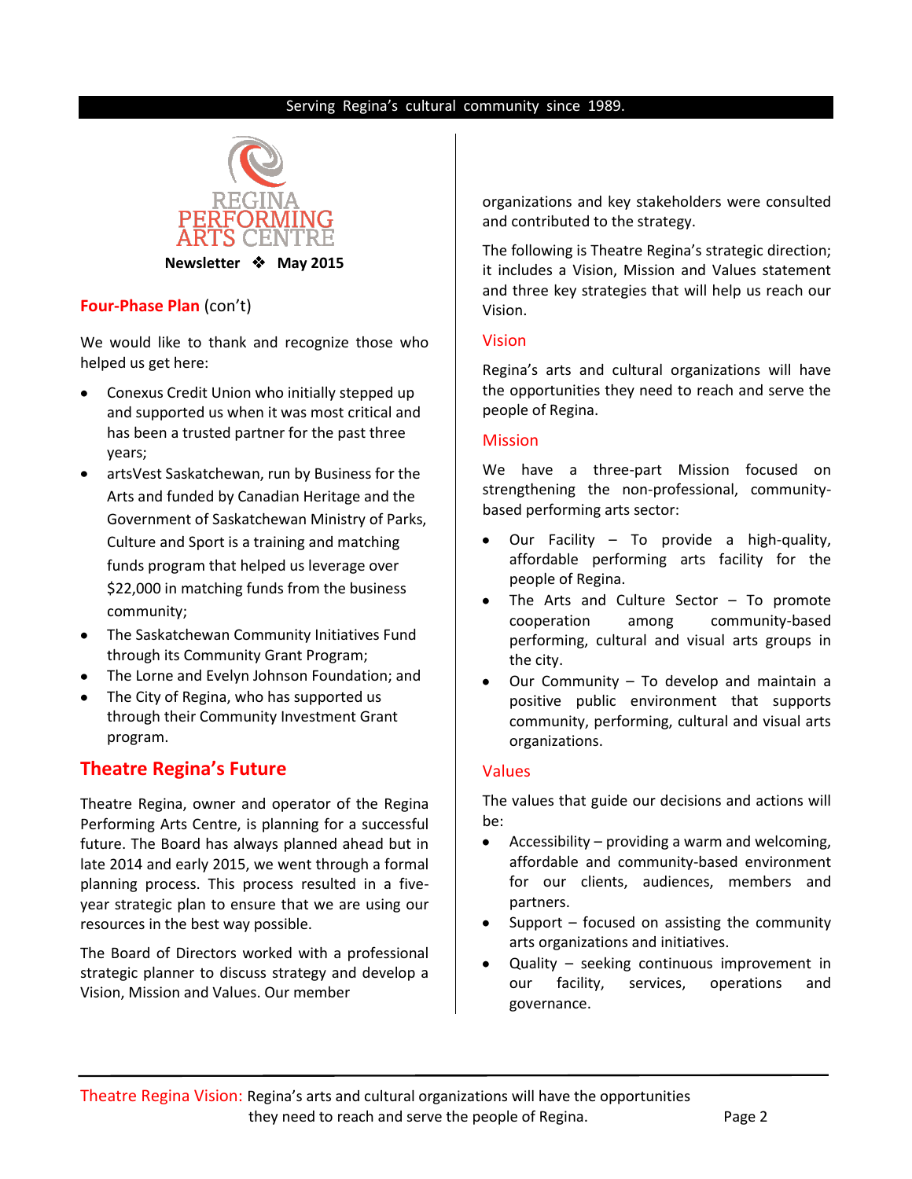Newsletter ❖ May 2015

## Four-Phase Plan (con't)

We would like to thank and recognize those who helped us get here:

- Conexus Credit Union who initially stepped up and supported us when it was most critical and has been a trusted partner for the past three years;
- artsVest Saskatchewan, run by Business for the Arts and funded by Canadian Heritage and the Government of Saskatchewan Ministry of Parks, Culture and Sport is a training and matching funds program that helped us leverage over $22,000 in matching funds from the business community;
- The Saskatchewan Community Initiatives Fund through its Community Grant Program;
- The Lorne and Evelyn Johnson Foundation; and
- The City of Regina, who has supported us through their Community Investment Grant program.

## Theatre Regina's Future

Theatre Regina, owner and operator of the Regina Performing Arts Centre, is planning for a successful future. The Board has always planned ahead but in late 2014 and early 2015, we went through a formal planning process. This process resulted in a five-year strategic plan to ensure that we are using our resources in the best way possible.

The Board of Directors worked with a professional strategic planner to discuss strategy and develop a Vision, Mission and Values. Our member organizations and key stakeholders were consulted and contributed to the strategy.

The following is Theatre Regina's strategic direction; it includes a Vision, Mission and Values statement and three key strategies that will help us reach our Vision.

### Vision

Regina's arts and cultural organizations will have the opportunities they need to reach and serve the people of Regina.

### Mission

We have a three-part Mission focused on strengthening the non-professional, community-based performing arts sector:

- Our Facility – To provide a high-quality, affordable performing arts facility for the people of Regina.
- The Arts and Culture Sector – To promote cooperation among community-based performing, cultural and visual arts groups in the city.
- Our Community – To develop and maintain a positive public environment that supports community, performing, cultural and visual arts organizations.

### Values

The values that guide our decisions and actions will be:

- Accessibility – providing a warm and welcoming, affordable and community-based environment for our clients, audiences, members and partners.
- Support – focused on assisting the community arts organizations and initiatives.
- Quality – seeking continuous improvement in our facility, services, operations and governance.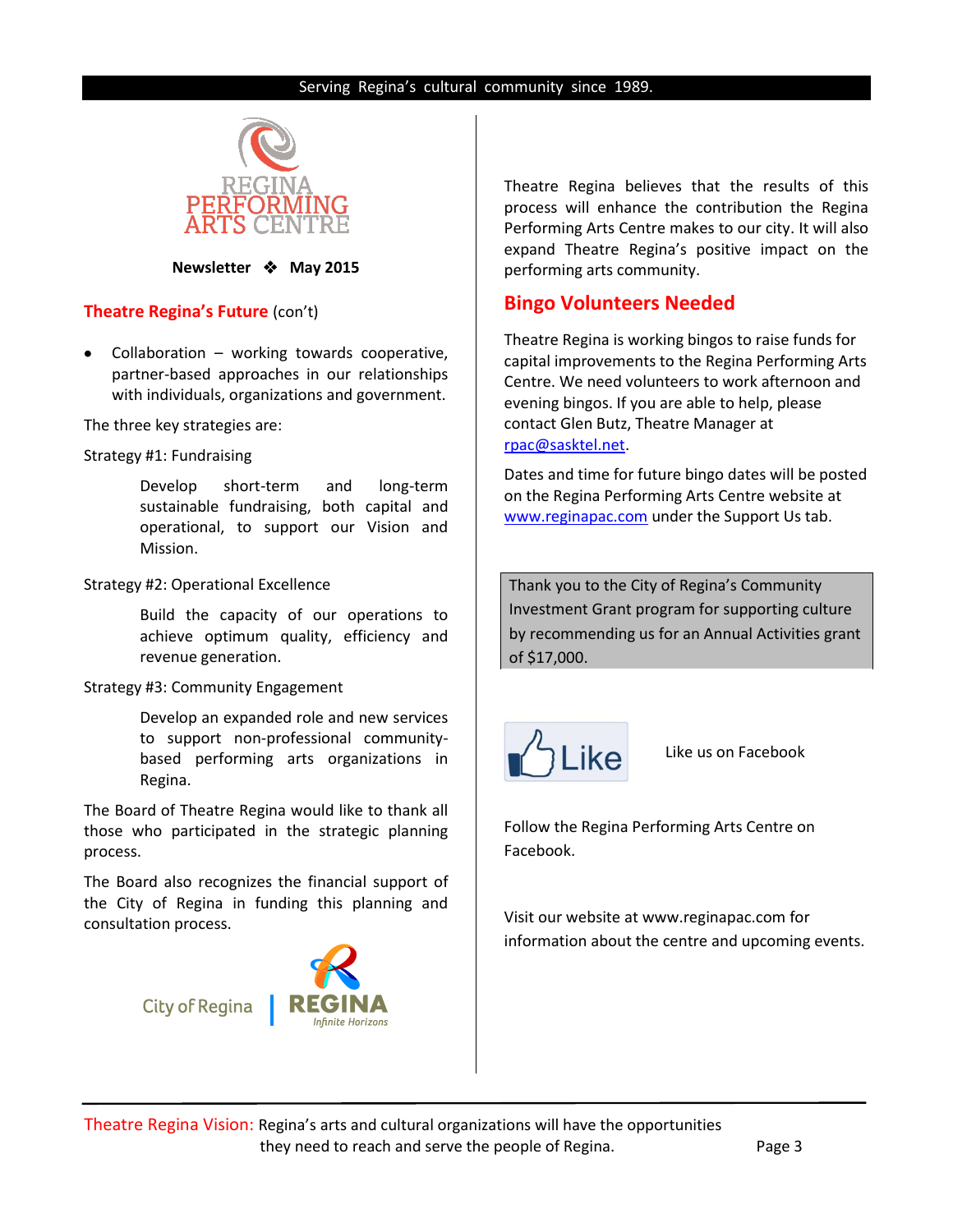Serving Regina's cultural community since 1989.

REGINA PERFORMING ARTS CENTRE

**Newsletter ❖ May 2015**

## Theatre Regina's Future (con't)

- Collaboration – working towards cooperative, partner-based approaches in our relationships with individuals, organizations and government.

The three key strategies are:

Strategy #1: Fundraising

> Develop short-term and long-term sustainable fundraising, both capital and operational, to support our Vision and Mission.

Strategy #2: Operational Excellence

> Build the capacity of our operations to achieve optimum quality, efficiency and revenue generation.

Strategy #3: Community Engagement

> Develop an expanded role and new services to support non-professional community-based performing arts organizations in Regina.

The Board of Theatre Regina would like to thank all those who participated in the strategic planning process.

The Board also recognizes the financial support of the City of Regina in funding this planning and consultation process.

City of Regina | REGINA Infinite Horizons

Theatre Regina believes that the results of this process will enhance the contribution the Regina Performing Arts Centre makes to our city. It will also expand Theatre Regina's positive impact on the performing arts community.

## Bingo Volunteers Needed

Theatre Regina is working bingos to raise funds for capital improvements to the Regina Performing Arts Centre. We need volunteers to work afternoon and evening bingos. If you are able to help, please contact Glen Butz, Theatre Manager at rpac@sasktel.net.

Dates and time for future bingo dates will be posted on the Regina Performing Arts Centre website at www.reginapac.com under the Support Us tab.

Thank you to the City of Regina's Community Investment Grant program for supporting culture by recommending us for an Annual Activities grant of $17,000.

Like

Like us on Facebook

Follow the Regina Performing Arts Centre on Facebook.

Visit our website at www.reginapac.com for information about the centre and upcoming events.

Theatre Regina Vision: Regina's arts and cultural organizations will have the opportunities they need to reach and serve the people of Regina.